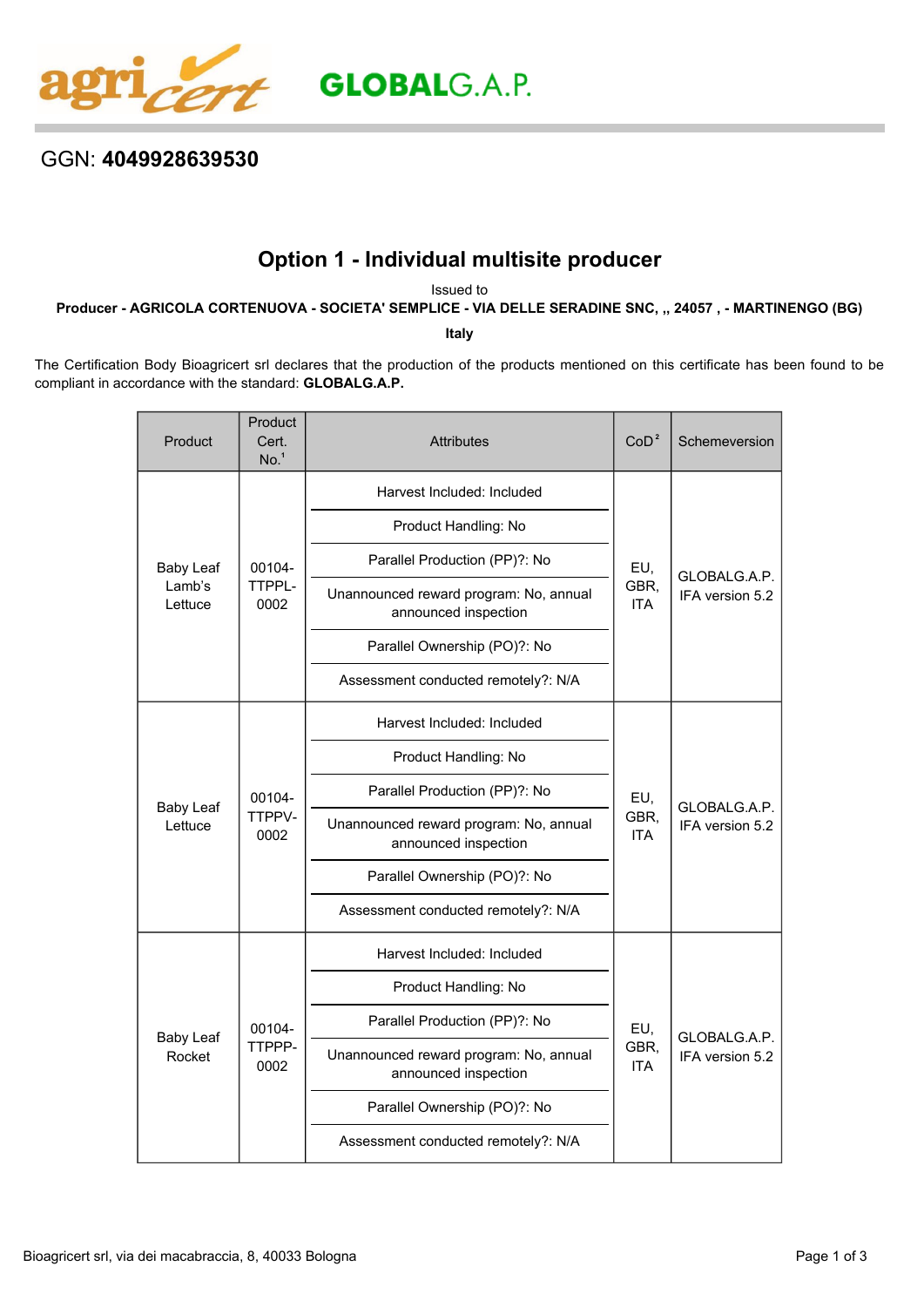agricert GLOBALG.A.P.

GGN: **4049928639530**

## Option 1 - Individual multisite producer

Issued to

**Producer - AGRICOLA CORTENUOVA - SOCIETA' SEMPLICE - VIA DELLE SERADINE SNC, ,, 24057 , - MARTINENGO (BG)**

**Italy**

The Certification Body Bioagricert srl declares that the production of the products mentioned on this certificate has been found to be compliant in accordance with the standard: **GLOBALG.A.P.**

| Product | Product Cert. No.[1] | Attributes | CoD[2] | Schemeversion |
|---|---|---|---|---|
| Baby Leaf Lamb's Lettuce | 00104-TTPPL-0002 | Harvest Included: Included<br>Product Handling: No<br>Parallel Production (PP)?: No<br>Unannounced reward program: No, annual announced inspection<br>Parallel Ownership (PO)?: No<br>Assessment conducted remotely?: N/A | EU, GBR, ITA | GLOBALG.A.P. IFA version 5.2 |
| Baby Leaf Lettuce | 00104-TTPPV-0002 | Harvest Included: Included<br>Product Handling: No<br>Parallel Production (PP)?: No<br>Unannounced reward program: No, annual announced inspection<br>Parallel Ownership (PO)?: No<br>Assessment conducted remotely?: N/A | EU, GBR, ITA | GLOBALG.A.P. IFA version 5.2 |
| Baby Leaf Rocket | 00104-TTPPP-0002 | Harvest Included: Included<br>Product Handling: No<br>Parallel Production (PP)?: No<br>Unannounced reward program: No, annual announced inspection<br>Parallel Ownership (PO)?: No<br>Assessment conducted remotely?: N/A | EU, GBR, ITA | GLOBALG.A.P. IFA version 5.2 |

Bioagricert srl, via dei macabraccia, 8, 40033 Bologna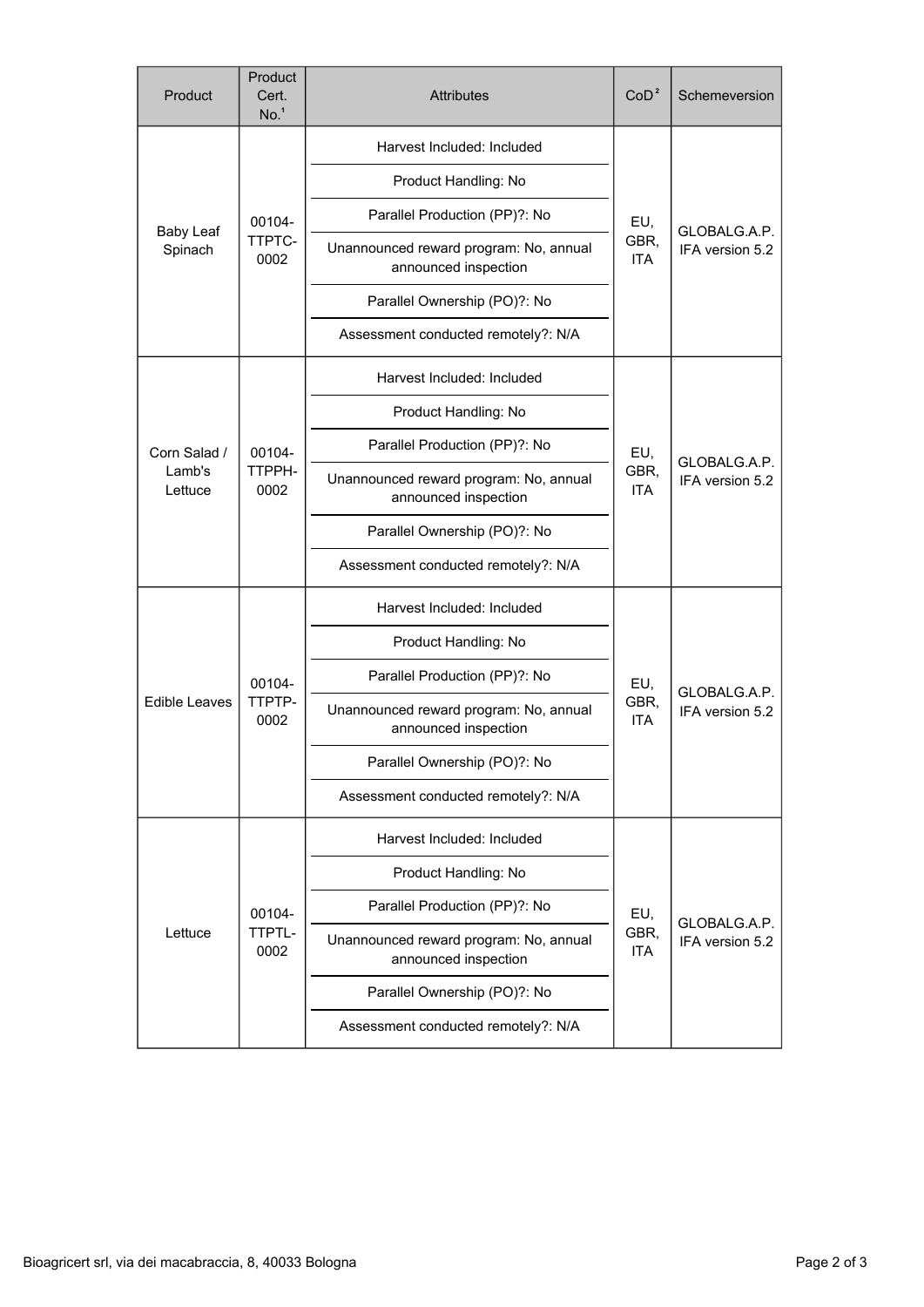| Product | Product Cert. No.[1] | Attributes | CoD[2] | Schemeversion |
|---|---|---|---|---|
| Baby Leaf Spinach | 00104-TTPTC-0002 | Harvest Included: Included<br>Product Handling: No<br>Parallel Production (PP)?: No<br>Unannounced reward program: No, annual announced inspection<br>Parallel Ownership (PO)?: No<br>Assessment conducted remotely?: N/A | EU, GBR, ITA | GLOBALG.A.P. IFA version 5.2 |
| Corn Salad / Lamb's Lettuce | 00104-TTPPH-0002 | Harvest Included: Included<br>Product Handling: No<br>Parallel Production (PP)?: No<br>Unannounced reward program: No, annual announced inspection<br>Parallel Ownership (PO)?: No<br>Assessment conducted remotely?: N/A | EU, GBR, ITA | GLOBALG.A.P. IFA version 5.2 |
| Edible Leaves | 00104-TTPTP-0002 | Harvest Included: Included<br>Product Handling: No<br>Parallel Production (PP)?: No<br>Unannounced reward program: No, annual announced inspection<br>Parallel Ownership (PO)?: No<br>Assessment conducted remotely?: N/A | EU, GBR, ITA | GLOBALG.A.P. IFA version 5.2 |
| Lettuce | 00104-TTPTL-0002 | Harvest Included: Included<br>Product Handling: No<br>Parallel Production (PP)?: No<br>Unannounced reward program: No, annual announced inspection<br>Parallel Ownership (PO)?: No<br>Assessment conducted remotely?: N/A | EU, GBR, ITA | GLOBALG.A.P. IFA version 5.2 |

Bioagricert srl, via dei macabraccia, 8, 40033 Bologna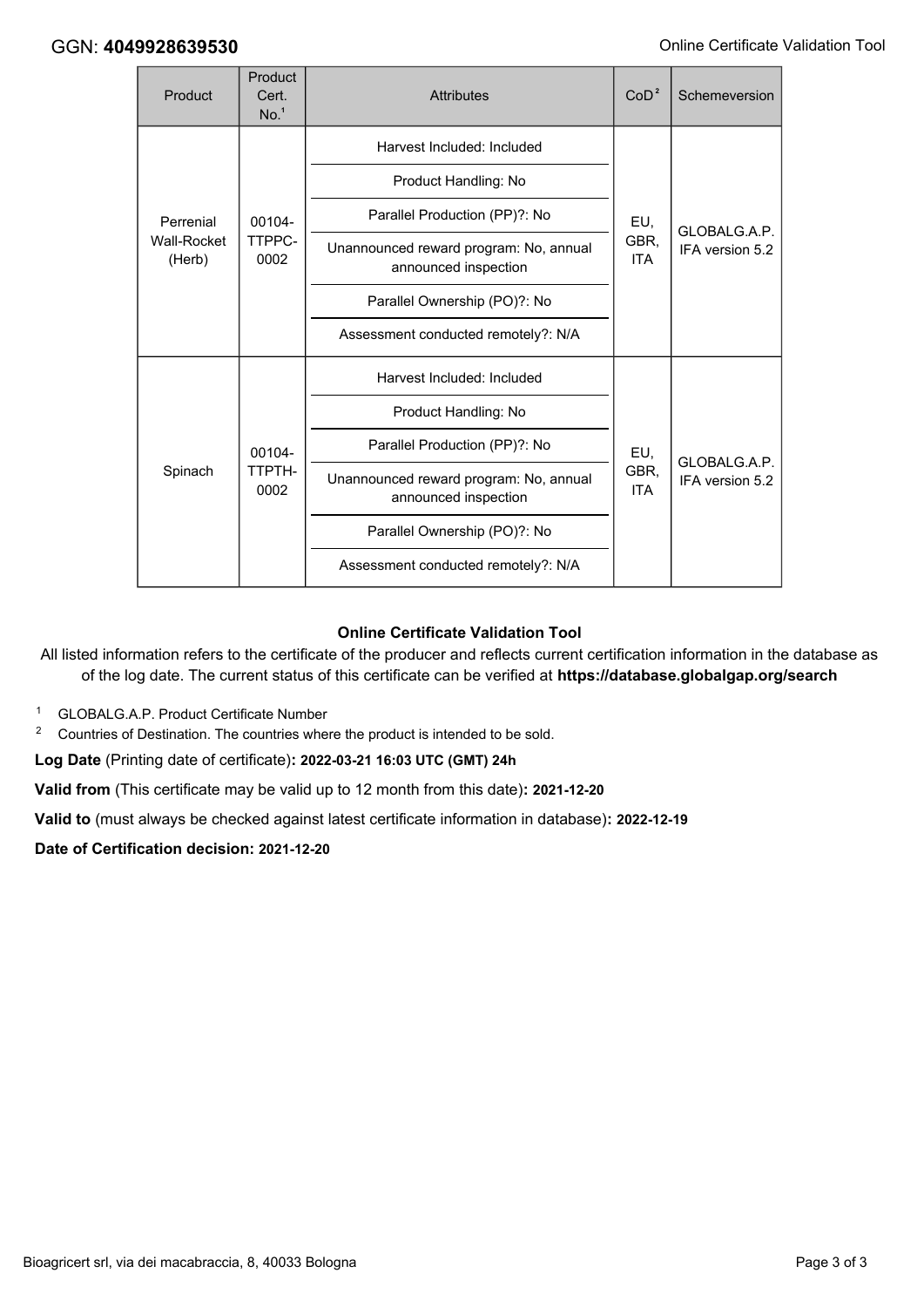GGN: **4049928639530**

| Product | Product Cert. No.[1] | Attributes | CoD[2] | Schemeversion |
|---|---|---|---|---|
| Perrenial Wall-Rocket (Herb) | 00104-TTPPC-0002 | Harvest Included: Included<br>Product Handling: No<br>Parallel Production (PP)?: No<br>Unannounced reward program: No, annual announced inspection<br>Parallel Ownership (PO)?: No<br>Assessment conducted remotely?: N/A | EU, GBR, ITA | GLOBALG.A.P. IFA version 5.2 |
| Spinach | 00104-TTPTH-0002 | Harvest Included: Included<br>Product Handling: No<br>Parallel Production (PP)?: No<br>Unannounced reward program: No, annual announced inspection<br>Parallel Ownership (PO)?: No<br>Assessment conducted remotely?: N/A | EU, GBR, ITA | GLOBALG.A.P. IFA version 5.2 |

**Online Certificate Validation Tool**

All listed information refers to the certificate of the producer and reflects current certification information in the database as of the log date. The current status of this certificate can be verified at **https://database.globalgap.org/search**

[1] GLOBALG.A.P. Product Certificate Number

[2] Countries of Destination. The countries where the product is intended to be sold.

**Log Date** (Printing date of certificate)**: 2022-03-21 16:03 UTC (GMT) 24h**

**Valid from** (This certificate may be valid up to 12 month from this date)**: 2021-12-20**

**Valid to** (must always be checked against latest certificate information in database)**: 2022-12-19**

**Date of Certification decision: 2021-12-20**

Bioagricert srl, via dei macabraccia, 8, 40033 Bologna